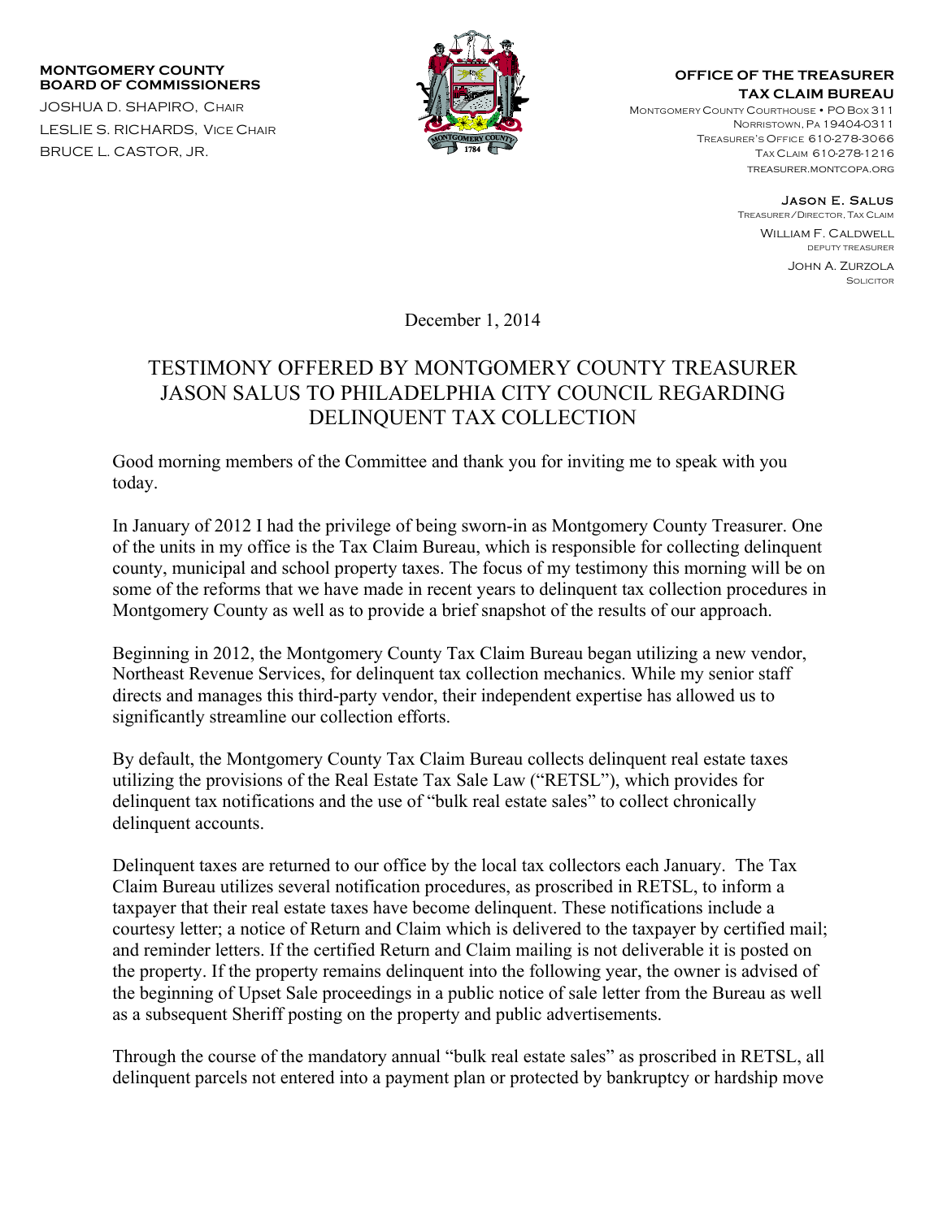**MONTGOMERY COUNTY BOARD OF COMMISSIONERS**

JOSHUA D. SHAPIRO, Chair
LESLIE S. RICHARDS, Vice Chair
BRUCE L. CASTOR, JR.

**OFFICE OF THE TREASURER**
**TAX CLAIM BUREAU**
Montgomery County Courthouse • PO Box 311
Norristown, Pa 19404-0311
Treasurer's Office 610-278-3066
Tax Claim 610-278-1216
treasurer.montcopa.org

**Jason E. Salus**
Treasurer/Director, Tax Claim

William F. Caldwell
deputy treasurer

John A. Zurzola
Solicitor

December 1, 2014

# TESTIMONY OFFERED BY MONTGOMERY COUNTY TREASURER JASON SALUS TO PHILADELPHIA CITY COUNCIL REGARDING DELINQUENT TAX COLLECTION

Good morning members of the Committee and thank you for inviting me to speak with you today.

In January of 2012 I had the privilege of being sworn-in as Montgomery County Treasurer. One of the units in my office is the Tax Claim Bureau, which is responsible for collecting delinquent county, municipal and school property taxes. The focus of my testimony this morning will be on some of the reforms that we have made in recent years to delinquent tax collection procedures in Montgomery County as well as to provide a brief snapshot of the results of our approach.

Beginning in 2012, the Montgomery County Tax Claim Bureau began utilizing a new vendor, Northeast Revenue Services, for delinquent tax collection mechanics. While my senior staff directs and manages this third-party vendor, their independent expertise has allowed us to significantly streamline our collection efforts.

By default, the Montgomery County Tax Claim Bureau collects delinquent real estate taxes utilizing the provisions of the Real Estate Tax Sale Law ("RETSL"), which provides for delinquent tax notifications and the use of "bulk real estate sales" to collect chronically delinquent accounts.

Delinquent taxes are returned to our office by the local tax collectors each January. The Tax Claim Bureau utilizes several notification procedures, as proscribed in RETSL, to inform a taxpayer that their real estate taxes have become delinquent. These notifications include a courtesy letter; a notice of Return and Claim which is delivered to the taxpayer by certified mail; and reminder letters. If the certified Return and Claim mailing is not deliverable it is posted on the property. If the property remains delinquent into the following year, the owner is advised of the beginning of Upset Sale proceedings in a public notice of sale letter from the Bureau as well as a subsequent Sheriff posting on the property and public advertisements.

Through the course of the mandatory annual "bulk real estate sales" as proscribed in RETSL, all delinquent parcels not entered into a payment plan or protected by bankruptcy or hardship move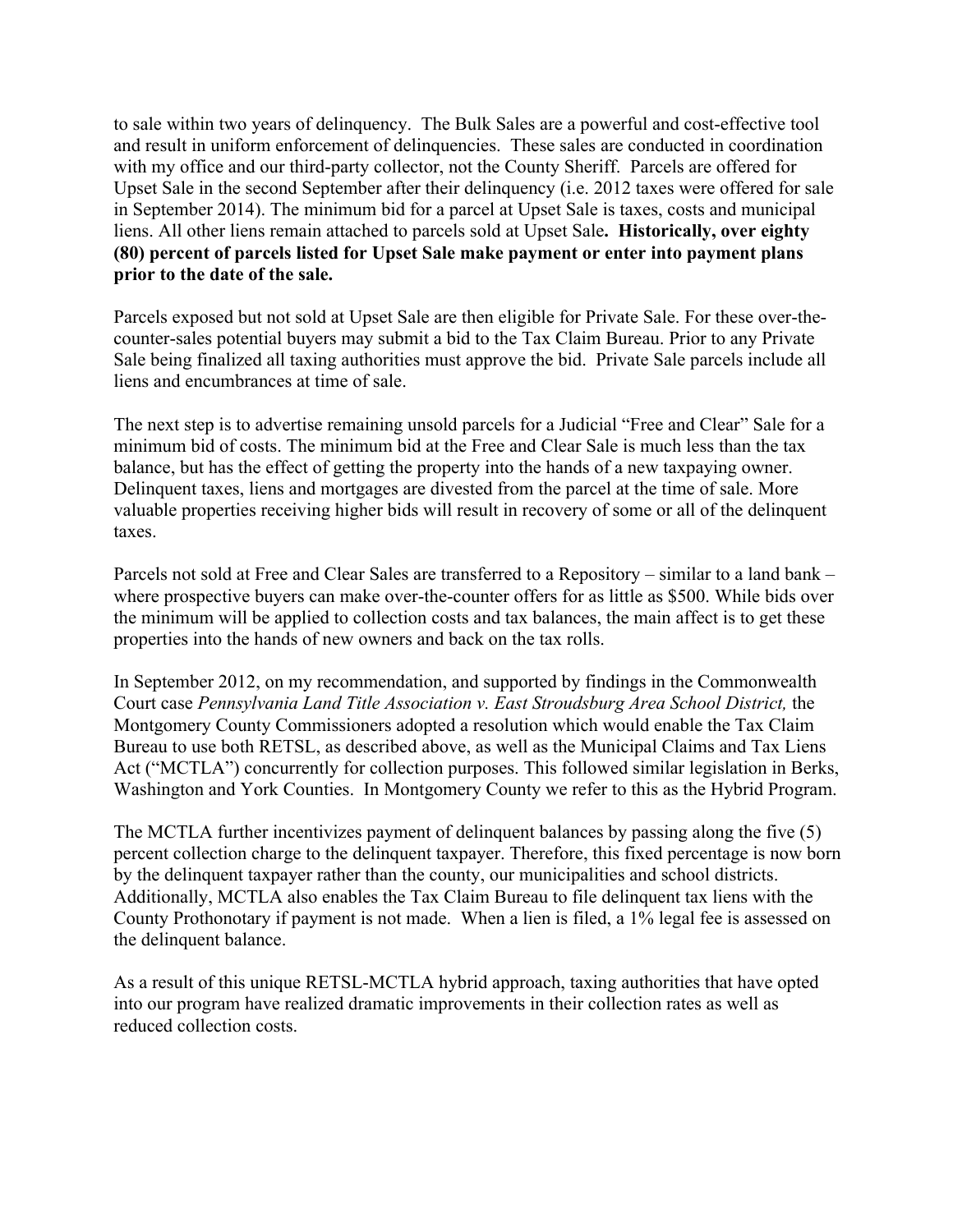to sale within two years of delinquency. The Bulk Sales are a powerful and cost-effective tool and result in uniform enforcement of delinquencies. These sales are conducted in coordination with my office and our third-party collector, not the County Sheriff. Parcels are offered for Upset Sale in the second September after their delinquency (i.e. 2012 taxes were offered for sale in September 2014). The minimum bid for a parcel at Upset Sale is taxes, costs and municipal liens. All other liens remain attached to parcels sold at Upset Sale**. Historically, over eighty (80) percent of parcels listed for Upset Sale make payment or enter into payment plans prior to the date of the sale.**

Parcels exposed but not sold at Upset Sale are then eligible for Private Sale. For these over-the-counter-sales potential buyers may submit a bid to the Tax Claim Bureau. Prior to any Private Sale being finalized all taxing authorities must approve the bid. Private Sale parcels include all liens and encumbrances at time of sale.

The next step is to advertise remaining unsold parcels for a Judicial "Free and Clear" Sale for a minimum bid of costs. The minimum bid at the Free and Clear Sale is much less than the tax balance, but has the effect of getting the property into the hands of a new taxpaying owner. Delinquent taxes, liens and mortgages are divested from the parcel at the time of sale. More valuable properties receiving higher bids will result in recovery of some or all of the delinquent taxes.

Parcels not sold at Free and Clear Sales are transferred to a Repository – similar to a land bank – where prospective buyers can make over-the-counter offers for as little as $500. While bids over the minimum will be applied to collection costs and tax balances, the main affect is to get these properties into the hands of new owners and back on the tax rolls.

In September 2012, on my recommendation, and supported by findings in the Commonwealth Court case *Pennsylvania Land Title Association v. East Stroudsburg Area School District,* the Montgomery County Commissioners adopted a resolution which would enable the Tax Claim Bureau to use both RETSL, as described above, as well as the Municipal Claims and Tax Liens Act ("MCTLA") concurrently for collection purposes. This followed similar legislation in Berks, Washington and York Counties. In Montgomery County we refer to this as the Hybrid Program.

The MCTLA further incentivizes payment of delinquent balances by passing along the five (5) percent collection charge to the delinquent taxpayer. Therefore, this fixed percentage is now born by the delinquent taxpayer rather than the county, our municipalities and school districts. Additionally, MCTLA also enables the Tax Claim Bureau to file delinquent tax liens with the County Prothonotary if payment is not made. When a lien is filed, a 1% legal fee is assessed on the delinquent balance.

As a result of this unique RETSL-MCTLA hybrid approach, taxing authorities that have opted into our program have realized dramatic improvements in their collection rates as well as reduced collection costs.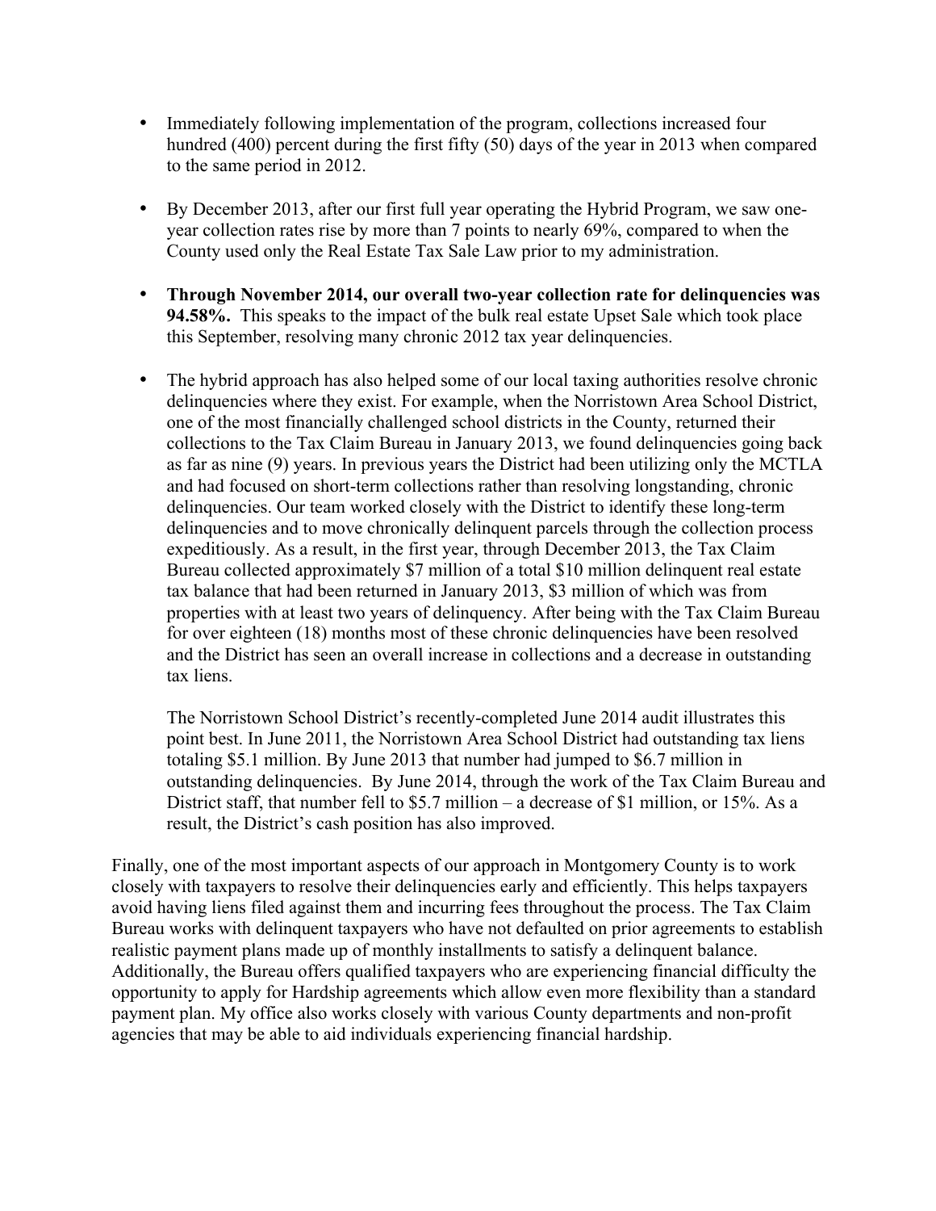- Immediately following implementation of the program, collections increased four hundred (400) percent during the first fifty (50) days of the year in 2013 when compared to the same period in 2012.

- By December 2013, after our first full year operating the Hybrid Program, we saw one-year collection rates rise by more than 7 points to nearly 69%, compared to when the County used only the Real Estate Tax Sale Law prior to my administration.

- **Through November 2014, our overall two-year collection rate for delinquencies was 94.58%.** This speaks to the impact of the bulk real estate Upset Sale which took place this September, resolving many chronic 2012 tax year delinquencies.

- The hybrid approach has also helped some of our local taxing authorities resolve chronic delinquencies where they exist. For example, when the Norristown Area School District, one of the most financially challenged school districts in the County, returned their collections to the Tax Claim Bureau in January 2013, we found delinquencies going back as far as nine (9) years. In previous years the District had been utilizing only the MCTLA and had focused on short-term collections rather than resolving longstanding, chronic delinquencies. Our team worked closely with the District to identify these long-term delinquencies and to move chronically delinquent parcels through the collection process expeditiously. As a result, in the first year, through December 2013, the Tax Claim Bureau collected approximately $7 million of a total $10 million delinquent real estate tax balance that had been returned in January 2013, $3 million of which was from properties with at least two years of delinquency. After being with the Tax Claim Bureau for over eighteen (18) months most of these chronic delinquencies have been resolved and the District has seen an overall increase in collections and a decrease in outstanding tax liens.

  The Norristown School District's recently-completed June 2014 audit illustrates this point best. In June 2011, the Norristown Area School District had outstanding tax liens totaling $5.1 million. By June 2013 that number had jumped to $6.7 million in outstanding delinquencies. By June 2014, through the work of the Tax Claim Bureau and District staff, that number fell to $5.7 million – a decrease of $1 million, or 15%. As a result, the District's cash position has also improved.

Finally, one of the most important aspects of our approach in Montgomery County is to work closely with taxpayers to resolve their delinquencies early and efficiently. This helps taxpayers avoid having liens filed against them and incurring fees throughout the process. The Tax Claim Bureau works with delinquent taxpayers who have not defaulted on prior agreements to establish realistic payment plans made up of monthly installments to satisfy a delinquent balance. Additionally, the Bureau offers qualified taxpayers who are experiencing financial difficulty the opportunity to apply for Hardship agreements which allow even more flexibility than a standard payment plan. My office also works closely with various County departments and non-profit agencies that may be able to aid individuals experiencing financial hardship.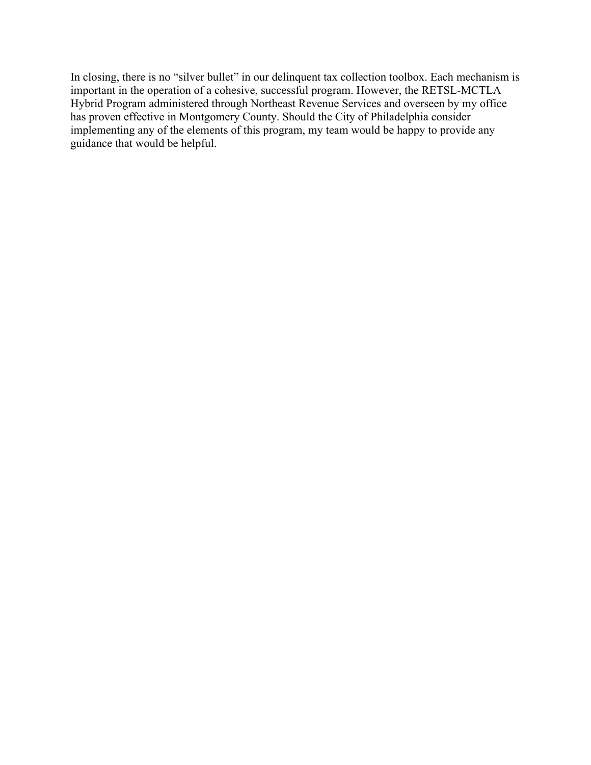In closing, there is no "silver bullet" in our delinquent tax collection toolbox. Each mechanism is important in the operation of a cohesive, successful program. However, the RETSL-MCTLA Hybrid Program administered through Northeast Revenue Services and overseen by my office has proven effective in Montgomery County. Should the City of Philadelphia consider implementing any of the elements of this program, my team would be happy to provide any guidance that would be helpful.